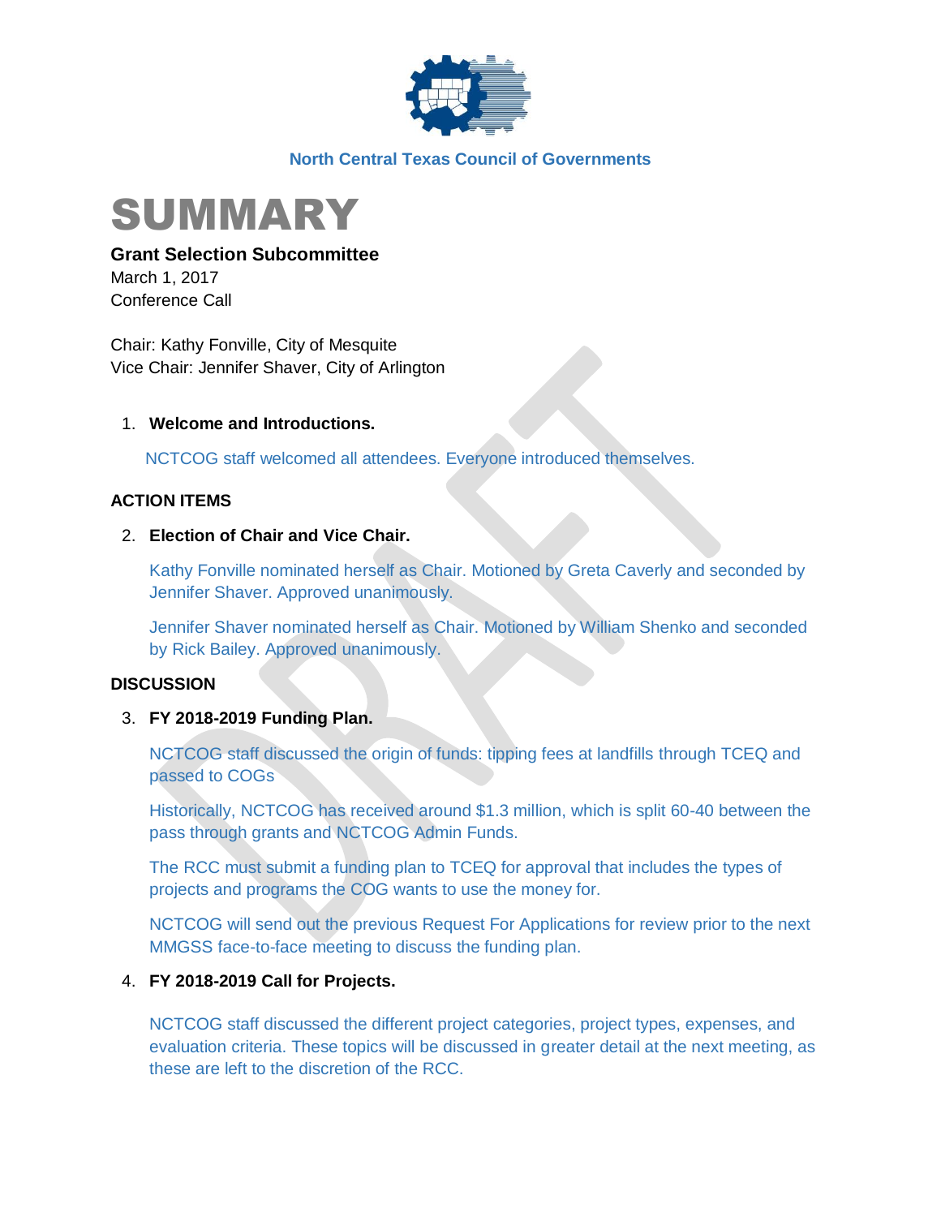North Central Texas Council of Governments

# SUMMARY

**Grant Selection Subcommittee**
March 1, 2017
Conference Call

Chair: Kathy Fonville, City of Mesquite
Vice Chair: Jennifer Shaver, City of Arlington

1. **Welcome and Introductions.**

   NCTCOG staff welcomed all attendees. Everyone introduced themselves.

**ACTION ITEMS**

2. **Election of Chair and Vice Chair.**

   Kathy Fonville nominated herself as Chair. Motioned by Greta Caverly and seconded by Jennifer Shaver. Approved unanimously.

   Jennifer Shaver nominated herself as Chair. Motioned by William Shenko and seconded by Rick Bailey. Approved unanimously.

**DISCUSSION**

3. **FY 2018-2019 Funding Plan.**

   NCTCOG staff discussed the origin of funds: tipping fees at landfills through TCEQ and passed to COGs

   Historically, NCTCOG has received around $1.3 million, which is split 60-40 between the pass through grants and NCTCOG Admin Funds.

   The RCC must submit a funding plan to TCEQ for approval that includes the types of projects and programs the COG wants to use the money for.

   NCTCOG will send out the previous Request For Applications for review prior to the next MMGSS face-to-face meeting to discuss the funding plan.

4. **FY 2018-2019 Call for Projects.**

   NCTCOG staff discussed the different project categories, project types, expenses, and evaluation criteria. These topics will be discussed in greater detail at the next meeting, as these are left to the discretion of the RCC.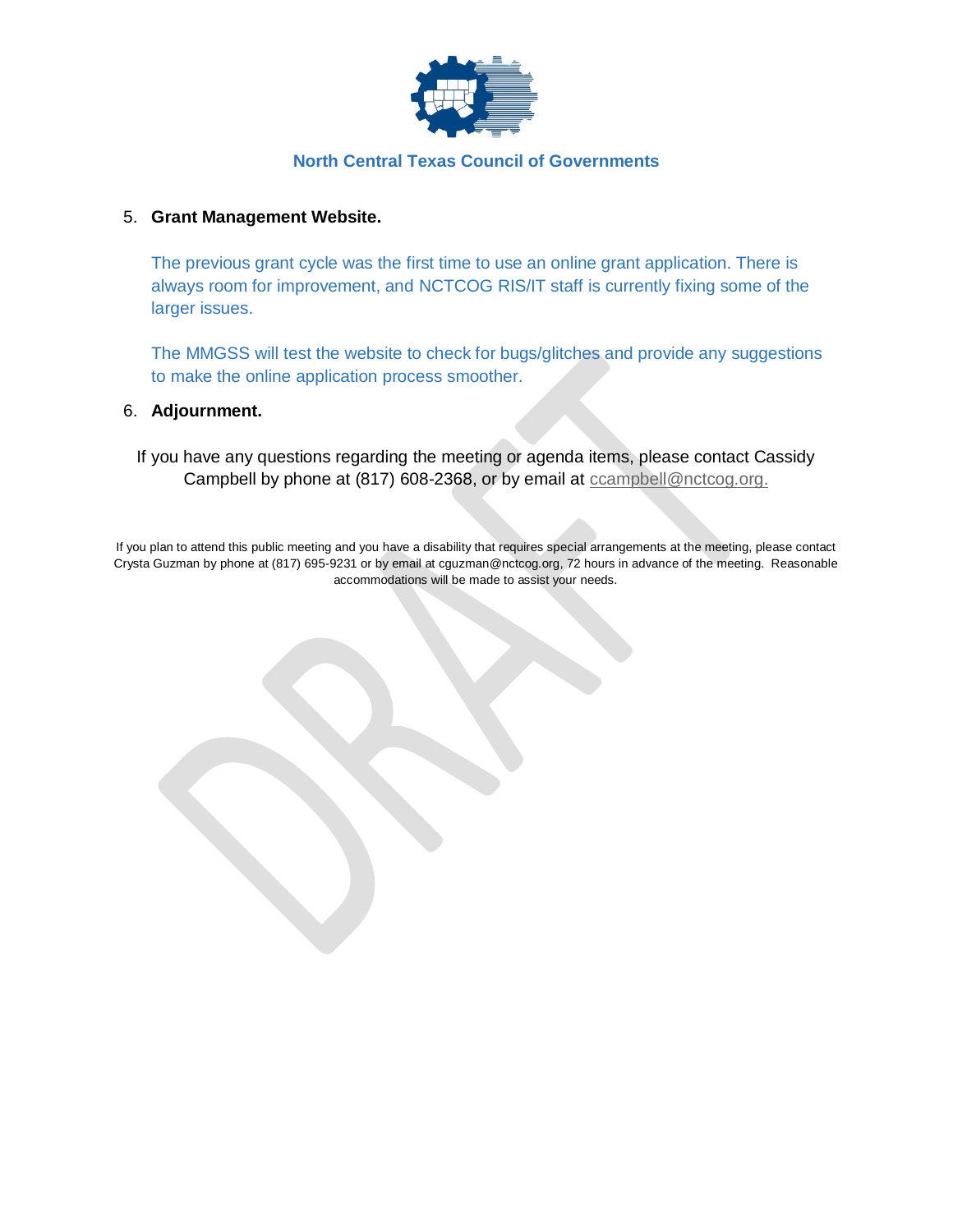**North Central Texas Council of Governments**

5. **Grant Management Website.**

   The previous grant cycle was the first time to use an online grant application. There is always room for improvement, and NCTCOG RIS/IT staff is currently fixing some of the larger issues.

   The MMGSS will test the website to check for bugs/glitches and provide any suggestions to make the online application process smoother.

6. **Adjournment.**

If you have any questions regarding the meeting or agenda items, please contact Cassidy Campbell by phone at (817) 608-2368, or by email at ccampbell@nctcog.org.

If you plan to attend this public meeting and you have a disability that requires special arrangements at the meeting, please contact Crysta Guzman by phone at (817) 695-9231 or by email at cguzman@nctcog.org, 72 hours in advance of the meeting. Reasonable accommodations will be made to assist your needs.